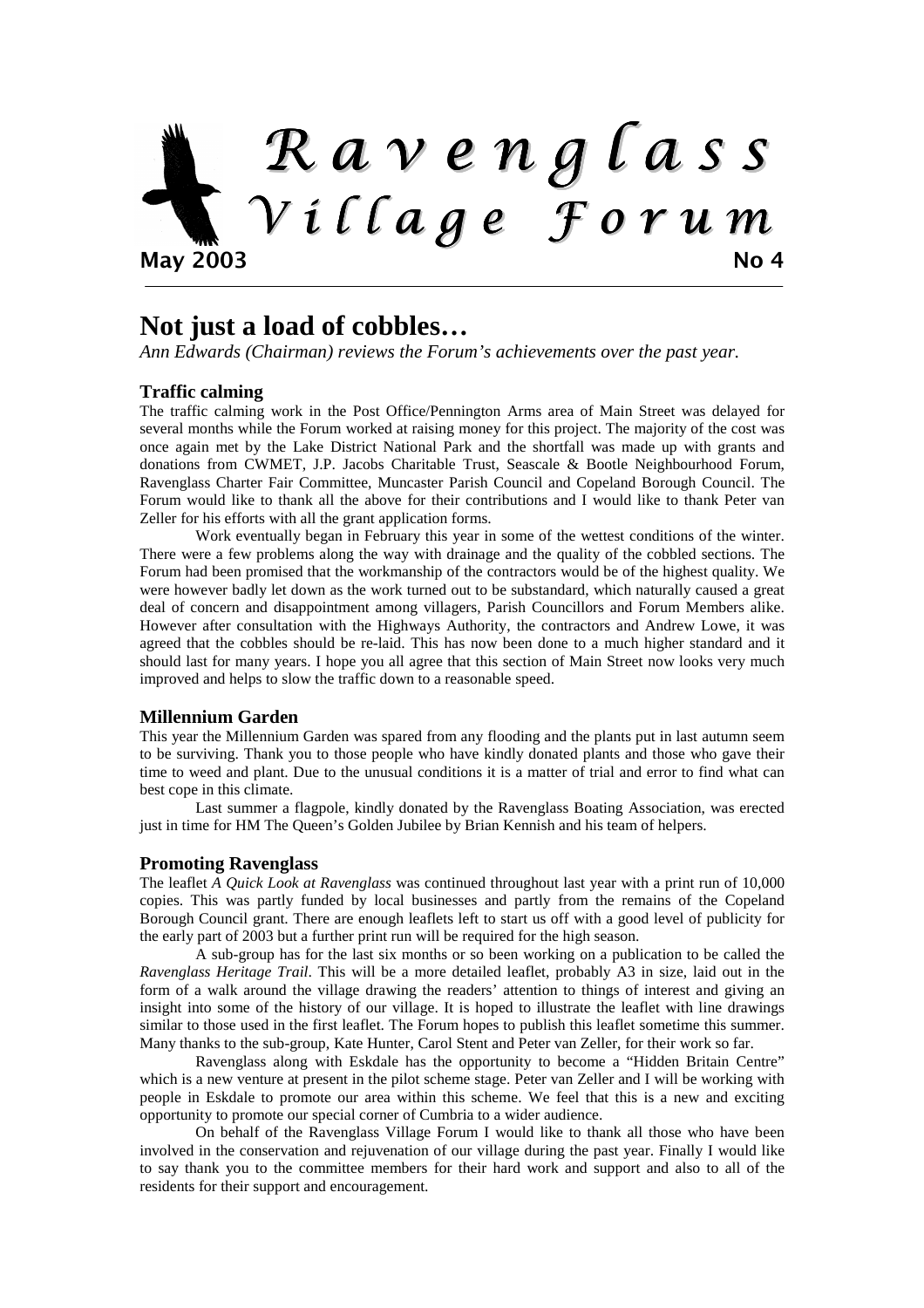# Ravenglass Village Forum

**May 2003** **No 4**

---

## Not just a load of cobbles…

*Ann Edwards (Chairman) reviews the Forum's achievements over the past year.*

### Traffic calming

The traffic calming work in the Post Office/Pennington Arms area of Main Street was delayed for several months while the Forum worked at raising money for this project. The majority of the cost was once again met by the Lake District National Park and the shortfall was made up with grants and donations from CWMET, J.P. Jacobs Charitable Trust, Seascale & Bootle Neighbourhood Forum, Ravenglass Charter Fair Committee, Muncaster Parish Council and Copeland Borough Council. The Forum would like to thank all the above for their contributions and I would like to thank Peter van Zeller for his efforts with all the grant application forms.

Work eventually began in February this year in some of the wettest conditions of the winter. There were a few problems along the way with drainage and the quality of the cobbled sections. The Forum had been promised that the workmanship of the contractors would be of the highest quality. We were however badly let down as the work turned out to be substandard, which naturally caused a great deal of concern and disappointment among villagers, Parish Councillors and Forum Members alike. However after consultation with the Highways Authority, the contractors and Andrew Lowe, it was agreed that the cobbles should be re-laid. This has now been done to a much higher standard and it should last for many years. I hope you all agree that this section of Main Street now looks very much improved and helps to slow the traffic down to a reasonable speed.

### Millennium Garden

This year the Millennium Garden was spared from any flooding and the plants put in last autumn seem to be surviving. Thank you to those people who have kindly donated plants and those who gave their time to weed and plant. Due to the unusual conditions it is a matter of trial and error to find what can best cope in this climate.

Last summer a flagpole, kindly donated by the Ravenglass Boating Association, was erected just in time for HM The Queen's Golden Jubilee by Brian Kennish and his team of helpers.

### Promoting Ravenglass

The leaflet *A Quick Look at Ravenglass* was continued throughout last year with a print run of 10,000 copies. This was partly funded by local businesses and partly from the remains of the Copeland Borough Council grant. There are enough leaflets left to start us off with a good level of publicity for the early part of 2003 but a further print run will be required for the high season.

A sub-group has for the last six months or so been working on a publication to be called the *Ravenglass Heritage Trail*. This will be a more detailed leaflet, probably A3 in size, laid out in the form of a walk around the village drawing the readers' attention to things of interest and giving an insight into some of the history of our village. It is hoped to illustrate the leaflet with line drawings similar to those used in the first leaflet. The Forum hopes to publish this leaflet sometime this summer. Many thanks to the sub-group, Kate Hunter, Carol Stent and Peter van Zeller, for their work so far.

Ravenglass along with Eskdale has the opportunity to become a "Hidden Britain Centre" which is a new venture at present in the pilot scheme stage. Peter van Zeller and I will be working with people in Eskdale to promote our area within this scheme. We feel that this is a new and exciting opportunity to promote our special corner of Cumbria to a wider audience.

On behalf of the Ravenglass Village Forum I would like to thank all those who have been involved in the conservation and rejuvenation of our village during the past year. Finally I would like to say thank you to the committee members for their hard work and support and also to all of the residents for their support and encouragement.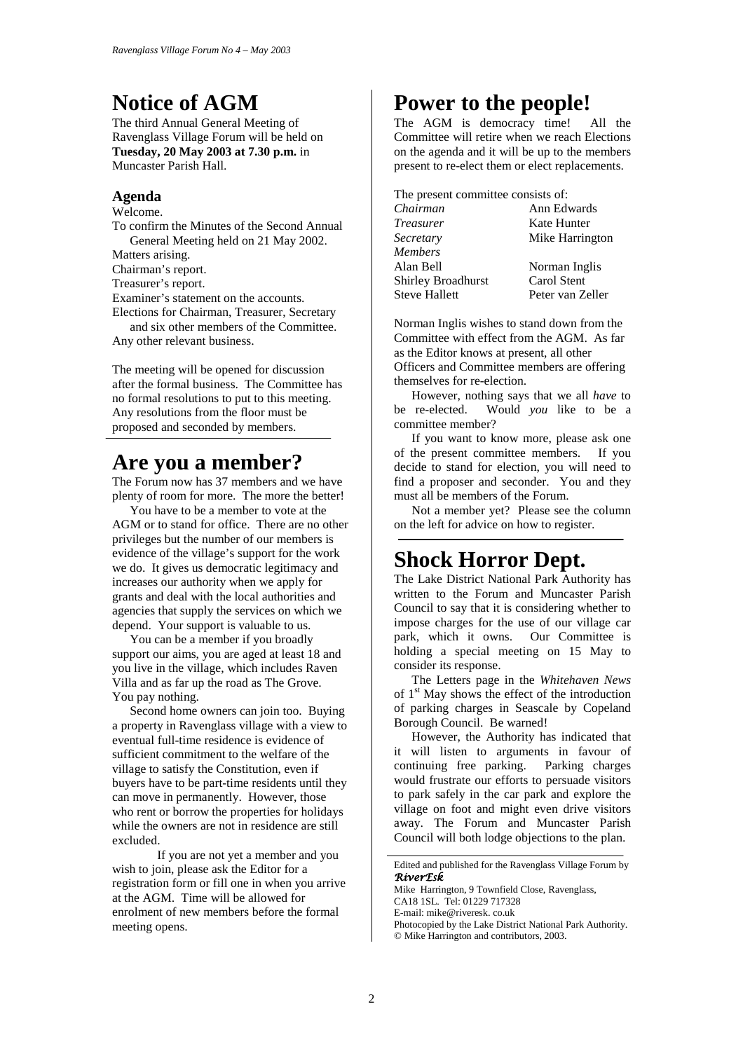# Notice of AGM

The third Annual General Meeting of Ravenglass Village Forum will be held on **Tuesday, 20 May 2003 at 7.30 p.m.** in Muncaster Parish Hall.

### Agenda

Welcome.

To confirm the Minutes of the Second Annual General Meeting held on 21 May 2002.

Matters arising.

Chairman's report.

Treasurer's report.

Examiner's statement on the accounts.

Elections for Chairman, Treasurer, Secretary and six other members of the Committee.

Any other relevant business.

The meeting will be opened for discussion after the formal business. The Committee has no formal resolutions to put to this meeting. Any resolutions from the floor must be proposed and seconded by members.

# Are you a member?

The Forum now has 37 members and we have plenty of room for more. The more the better!

You have to be a member to vote at the AGM or to stand for office. There are no other privileges but the number of our members is evidence of the village's support for the work we do. It gives us democratic legitimacy and increases our authority when we apply for grants and deal with the local authorities and agencies that supply the services on which we depend. Your support is valuable to us.

You can be a member if you broadly support our aims, you are aged at least 18 and you live in the village, which includes Raven Villa and as far up the road as The Grove. You pay nothing.

Second home owners can join too. Buying a property in Ravenglass village with a view to eventual full-time residence is evidence of sufficient commitment to the welfare of the village to satisfy the Constitution, even if buyers have to be part-time residents until they can move in permanently. However, those who rent or borrow the properties for holidays while the owners are not in residence are still excluded.

If you are not yet a member and you wish to join, please ask the Editor for a registration form or fill one in when you arrive at the AGM. Time will be allowed for enrolment of new members before the formal meeting opens.

# Power to the people!

The AGM is democracy time! All the Committee will retire when we reach Elections on the agenda and it will be up to the members present to re-elect them or elect replacements.

The present committee consists of:

| | |
|---|---|
| *Chairman* | Ann Edwards |
| *Treasurer* | Kate Hunter |
| *Secretary* | Mike Harrington |
| *Members* | |
| Alan Bell | Norman Inglis |
| Shirley Broadhurst | Carol Stent |
| Steve Hallett | Peter van Zeller |

Norman Inglis wishes to stand down from the Committee with effect from the AGM. As far as the Editor knows at present, all other Officers and Committee members are offering themselves for re-election.

However, nothing says that we all *have* to be re-elected. Would *you* like to be a committee member?

If you want to know more, please ask one of the present committee members. If you decide to stand for election, you will need to find a proposer and seconder. You and they must all be members of the Forum.

Not a member yet? Please see the column on the left for advice on how to register.

# Shock Horror Dept.

The Lake District National Park Authority has written to the Forum and Muncaster Parish Council to say that it is considering whether to impose charges for the use of our village car park, which it owns. Our Committee is holding a special meeting on 15 May to consider its response.

The Letters page in the *Whitehaven News* of 1st May shows the effect of the introduction of parking charges in Seascale by Copeland Borough Council. Be warned!

However, the Authority has indicated that it will listen to arguments in favour of continuing free parking. Parking charges would frustrate our efforts to persuade visitors to park safely in the car park and explore the village on foot and might even drive visitors away. The Forum and Muncaster Parish Council will both lodge objections to the plan.

Edited and published for the Ravenglass Village Forum by *RiverEsk*
Mike Harrington, 9 Townfield Close, Ravenglass, CA18 1SL. Tel: 01229 717328
E-mail: mike@riveresk. co.uk
Photocopied by the Lake District National Park Authority.
© Mike Harrington and contributors, 2003.